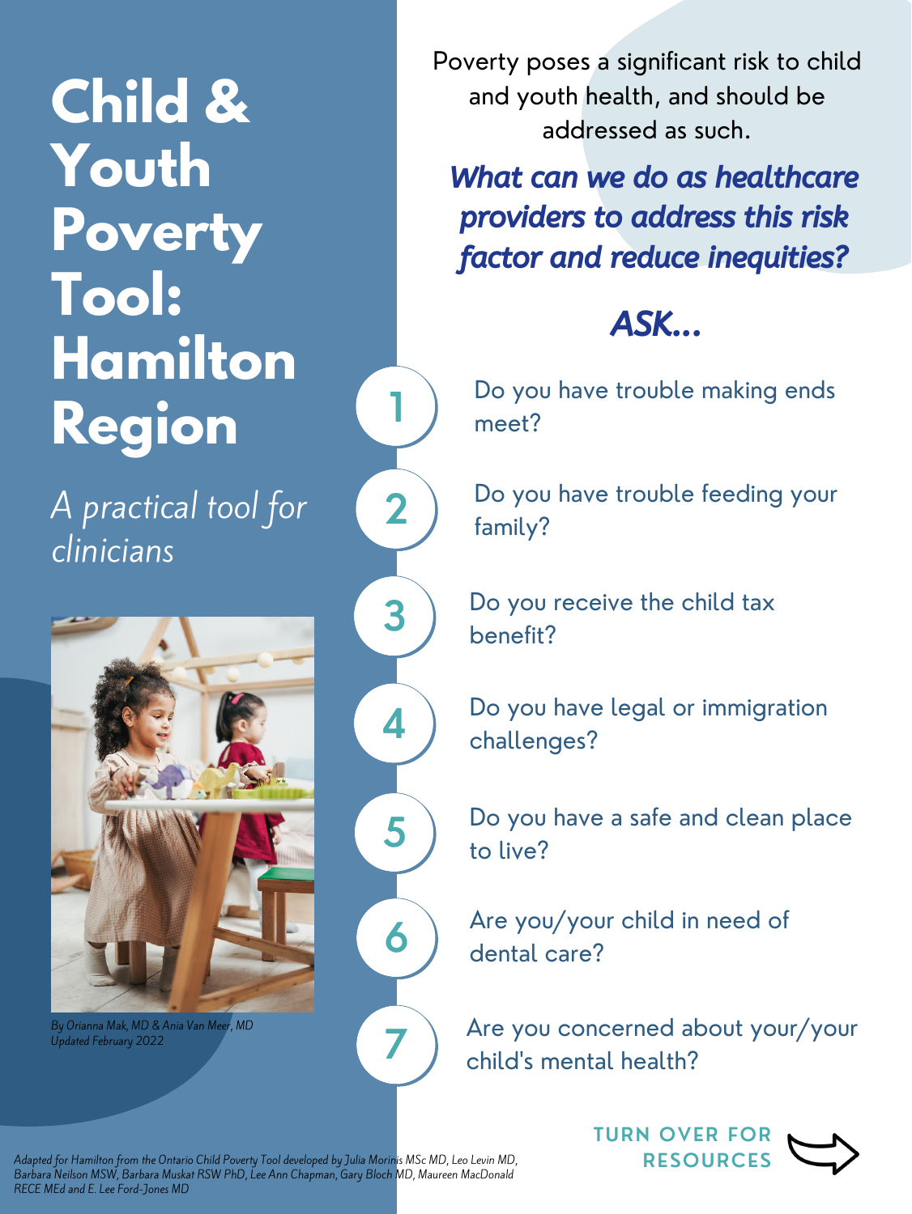# Child & Youth Poverty Tool: Hamilton Region

*A practical tool for clinicians*

*By Orianna Mak, MD & Ania Van Meer, MD*
*Updated February 2022*

Poverty poses a significant risk to child and youth health, and should be addressed as such.

***What can we do as healthcare providers to address this risk factor and reduce inequities?***

## *ASK...*

1. Do you have trouble making ends meet?
2. Do you have trouble feeding your family?
3. Do you receive the child tax benefit?
4. Do you have legal or immigration challenges?
5. Do you have a safe and clean place to live?
6. Are you/your child in need of dental care?
7. Are you concerned about your/your child's mental health?

**TURN OVER FOR RESOURCES**

*Adapted for Hamilton from the Ontario Child Poverty Tool developed by Julia Morinis MSc MD, Leo Levin MD, Barbara Neilson MSW, Barbara Muskat RSW PhD, Lee Ann Chapman, Gary Bloch MD, Maureen MacDonald RECE MEd and E. Lee Ford-Jones MD*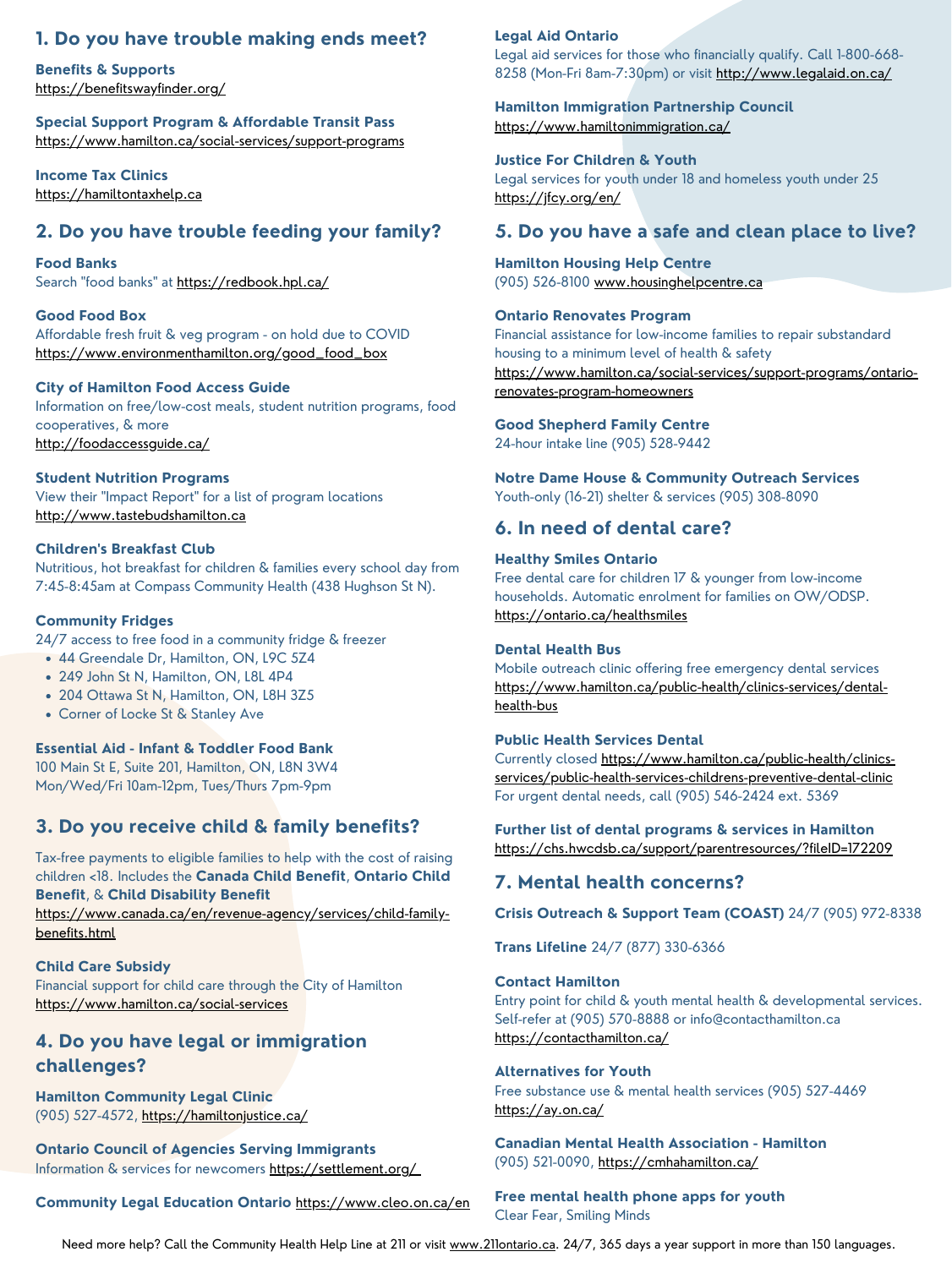## 1. Do you have trouble making ends meet?

**Benefits & Supports**
https://benefitswayfinder.org/

**Special Support Program & Affordable Transit Pass**
https://www.hamilton.ca/social-services/support-programs

**Income Tax Clinics**
https://hamiltontaxhelp.ca

## 2. Do you have trouble feeding your family?

**Food Banks**
Search "food banks" at https://redbook.hpl.ca/

**Good Food Box**
Affordable fresh fruit & veg program - on hold due to COVID
https://www.environmenthamilton.org/good_food_box

**City of Hamilton Food Access Guide**
Information on free/low-cost meals, student nutrition programs, food cooperatives, & more
http://foodaccessguide.ca/

**Student Nutrition Programs**
View their "Impact Report" for a list of program locations
http://www.tastebudshamilton.ca

**Children's Breakfast Club**
Nutritious, hot breakfast for children & families every school day from 7:45-8:45am at Compass Community Health (438 Hughson St N).

**Community Fridges**
24/7 access to free food in a community fridge & freezer

- 44 Greendale Dr, Hamilton, ON, L9C 5Z4
- 249 John St N, Hamilton, ON, L8L 4P4
- 204 Ottawa St N, Hamilton, ON, L8H 3Z5
- Corner of Locke St & Stanley Ave

**Essential Aid - Infant & Toddler Food Bank**
100 Main St E, Suite 201, Hamilton, ON, L8N 3W4
Mon/Wed/Fri 10am-12pm, Tues/Thurs 7pm-9pm

## 3. Do you receive child & family benefits?

Tax-free payments to eligible families to help with the cost of raising children <18. Includes the **Canada Child Benefit**, **Ontario Child Benefit**, & **Child Disability Benefit**
https://www.canada.ca/en/revenue-agency/services/child-family-benefits.html

**Child Care Subsidy**
Financial support for child care through the City of Hamilton
https://www.hamilton.ca/social-services

## 4. Do you have legal or immigration challenges?

**Hamilton Community Legal Clinic**
(905) 527-4572, https://hamiltonjustice.ca/

**Ontario Council of Agencies Serving Immigrants**
Information & services for newcomers https://settlement.org/

**Community Legal Education Ontario** https://www.cleo.on.ca/en

**Legal Aid Ontario**
Legal aid services for those who financially qualify. Call 1-800-668-8258 (Mon-Fri 8am-7:30pm) or visit http://www.legalaid.on.ca/

**Hamilton Immigration Partnership Council**
https://www.hamiltonimmigration.ca/

**Justice For Children & Youth**
Legal services for youth under 18 and homeless youth under 25
https://jfcy.org/en/

## 5. Do you have a safe and clean place to live?

**Hamilton Housing Help Centre**
(905) 526-8100 www.housinghelpcentre.ca

**Ontario Renovates Program**
Financial assistance for low-income families to repair substandard housing to a minimum level of health & safety
https://www.hamilton.ca/social-services/support-programs/ontario-renovates-program-homeowners

**Good Shepherd Family Centre**
24-hour intake line (905) 528-9442

**Notre Dame House & Community Outreach Services**
Youth-only (16-21) shelter & services (905) 308-8090

## 6. In need of dental care?

**Healthy Smiles Ontario**
Free dental care for children 17 & younger from low-income households. Automatic enrolment for families on OW/ODSP.
https://ontario.ca/healthsmiles

**Dental Health Bus**
Mobile outreach clinic offering free emergency dental services
https://www.hamilton.ca/public-health/clinics-services/dental-health-bus

**Public Health Services Dental**
Currently closed https://www.hamilton.ca/public-health/clinics-services/public-health-services-childrens-preventive-dental-clinic
For urgent dental needs, call (905) 546-2424 ext. 5369

**Further list of dental programs & services in Hamilton**
https://chs.hwcdsb.ca/support/parentresources/?fileID=172209

## 7. Mental health concerns?

**Crisis Outreach & Support Team (COAST)** 24/7 (905) 972-8338

**Trans Lifeline** 24/7 (877) 330-6366

**Contact Hamilton**
Entry point for child & youth mental health & developmental services. Self-refer at (905) 570-8888 or info@contacthamilton.ca
https://contacthamilton.ca/

**Alternatives for Youth**
Free substance use & mental health services (905) 527-4469
https://ay.on.ca/

**Canadian Mental Health Association - Hamilton**
(905) 521-0090, https://cmhahamilton.ca/

**Free mental health phone apps for youth**
Clear Fear, Smiling Minds

Need more help? Call the Community Health Help Line at 211 or visit www.211ontario.ca. 24/7, 365 days a year support in more than 150 languages.